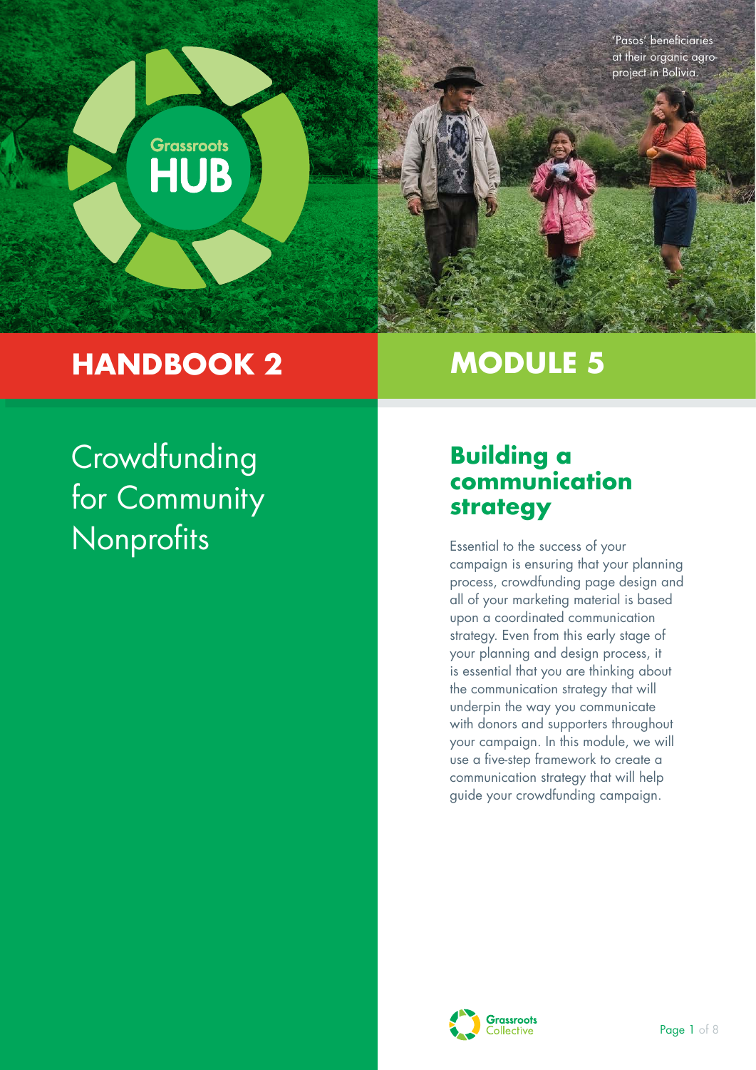Grassroots HUB

'Pasos' beneficiaries at their organic agro-project in Bolivia.

# HANDBOOK 2

# MODULE 5

Crowdfunding for Community Nonprofits

## Building a communication strategy

Essential to the success of your campaign is ensuring that your planning process, crowdfunding page design and all of your marketing material is based upon a coordinated communication strategy. Even from this early stage of your planning and design process, it is essential that you are thinking about the communication strategy that will underpin the way you communicate with donors and supporters throughout your campaign. In this module, we will use a five-step framework to create a communication strategy that will help guide your crowdfunding campaign.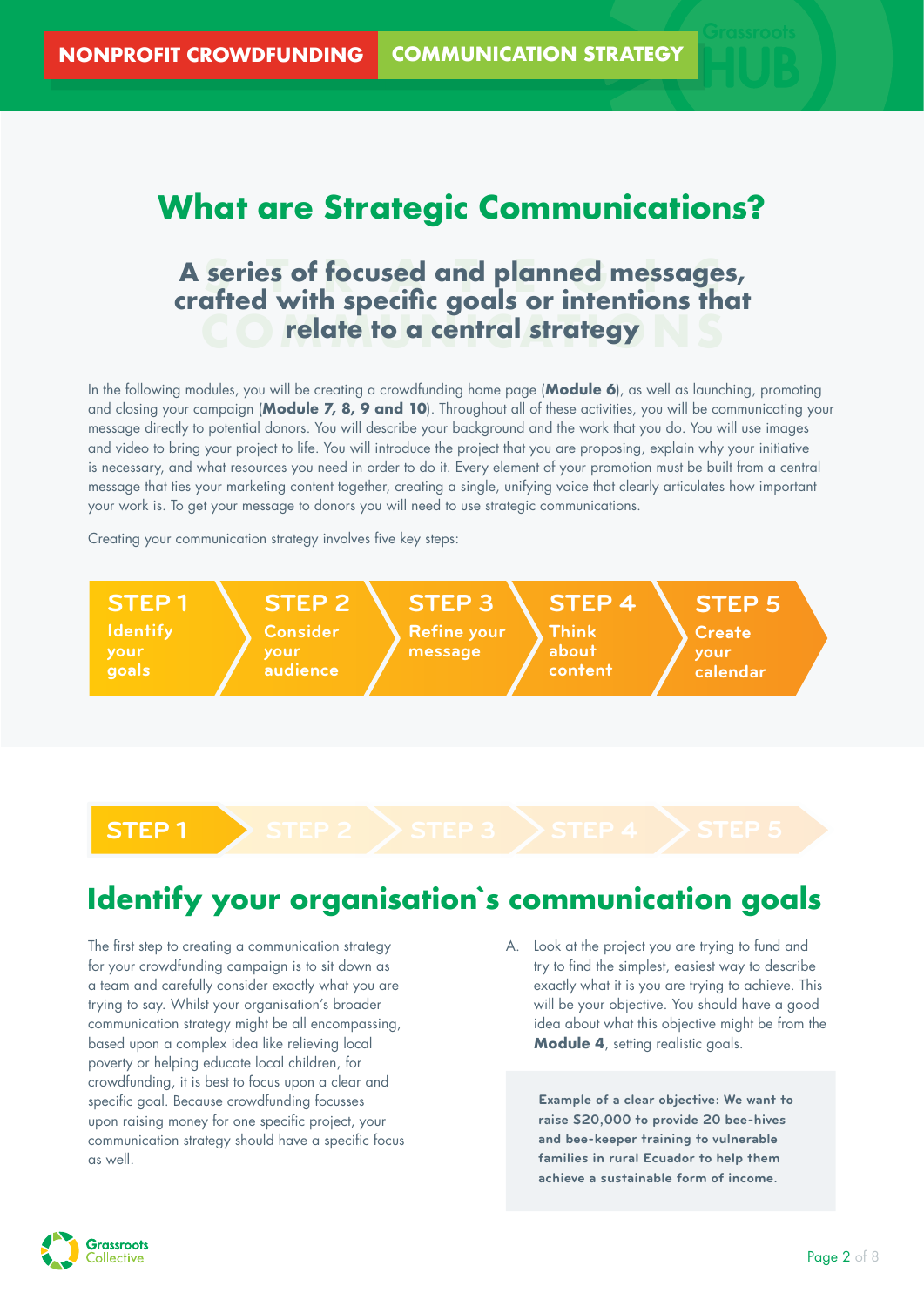# What are Strategic Communications?

## A series of focused and planned messages, crafted with specific goals or intentions that relate to a central strategy

In the following modules, you will be creating a crowdfunding home page (**Module 6**), as well as launching, promoting and closing your campaign (**Module 7, 8, 9 and 10**). Throughout all of these activities, you will be communicating your message directly to potential donors. You will describe your background and the work that you do. You will use images and video to bring your project to life. You will introduce the project that you are proposing, explain why your initiative is necessary, and what resources you need in order to do it. Every element of your promotion must be built from a central message that ties your marketing content together, creating a single, unifying voice that clearly articulates how important your work is. To get your message to donors you will need to use strategic communications.

Creating your communication strategy involves five key steps:

- **STEP 1** Identify your goals
- **STEP 2** Consider your audience
- **STEP 3** Refine your message
- **STEP 4** Think about content
- **STEP 5** Create your calendar

**STEP 1**

## Identify your organisation`s communication goals

The first step to creating a communication strategy for your crowdfunding campaign is to sit down as a team and carefully consider exactly what you are trying to say. Whilst your organisation's broader communication strategy might be all encompassing, based upon a complex idea like relieving local poverty or helping educate local children, for crowdfunding, it is best to focus upon a clear and specific goal. Because crowdfunding focusses upon raising money for one specific project, your communication strategy should have a specific focus as well.

A. Look at the project you are trying to fund and try to find the simplest, easiest way to describe exactly what it is you are trying to achieve. This will be your objective. You should have a good idea about what this objective might be from the **Module 4**, setting realistic goals.

> **Example of a clear objective: We want to raise $20,000 to provide 20 bee-hives and bee-keeper training to vulnerable families in rural Ecuador to help them achieve a sustainable form of income.**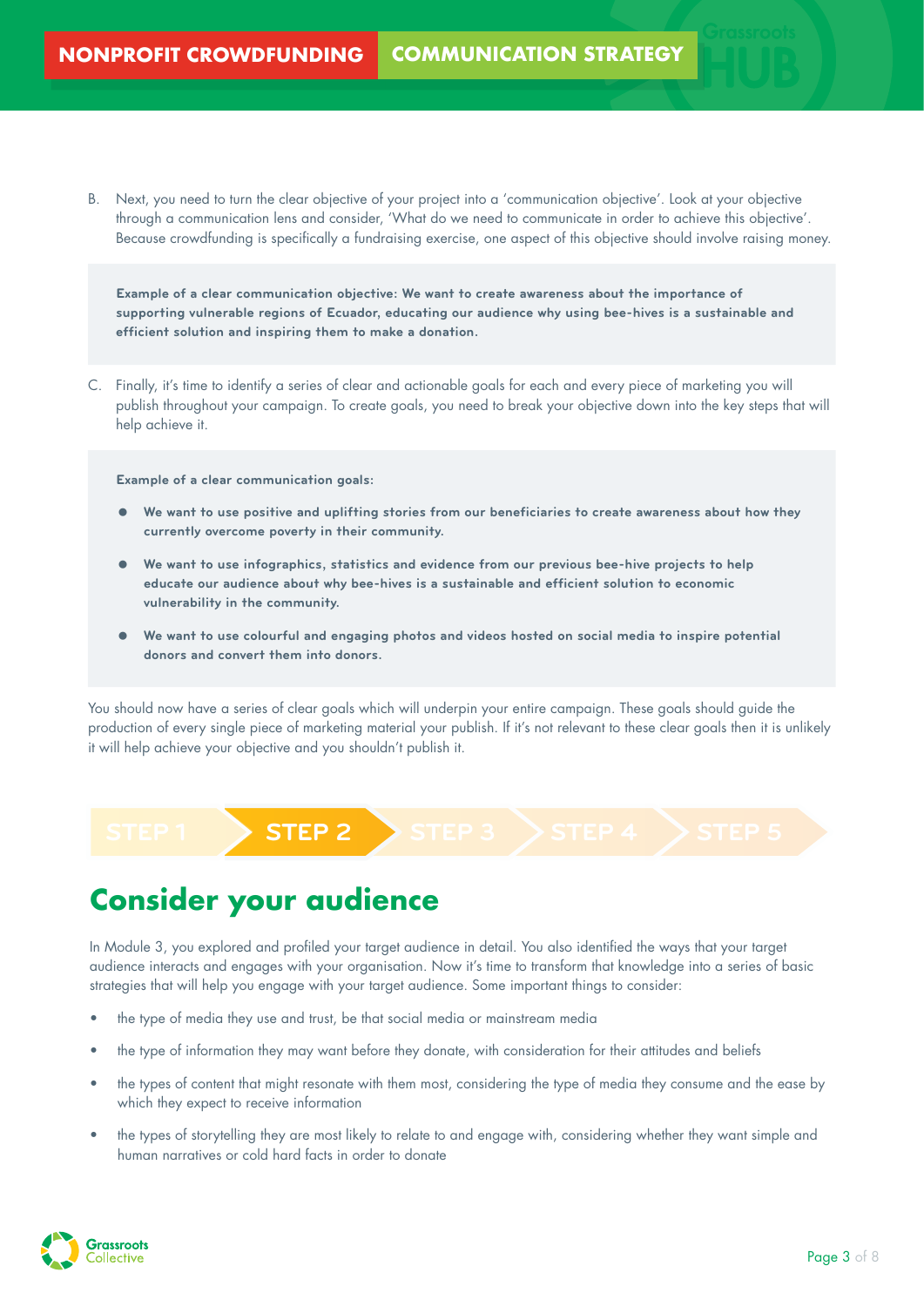B. Next, you need to turn the clear objective of your project into a 'communication objective'. Look at your objective through a communication lens and consider, 'What do we need to communicate in order to achieve this objective'. Because crowdfunding is specifically a fundraising exercise, one aspect of this objective should involve raising money.

> **Example of a clear communication objective: We want to create awareness about the importance of supporting vulnerable regions of Ecuador, educating our audience why using bee-hives is a sustainable and efficient solution and inspiring them to make a donation.**

C. Finally, it's time to identify a series of clear and actionable goals for each and every piece of marketing you will publish throughout your campaign. To create goals, you need to break your objective down into the key steps that will help achieve it.

> **Example of a clear communication goals:**
>
> - **We want to use positive and uplifting stories from our beneficiaries to create awareness about how they currently overcome poverty in their community.**
> - **We want to use infographics, statistics and evidence from our previous bee-hive projects to help educate our audience about why bee-hives is a sustainable and efficient solution to economic vulnerability in the community.**
> - **We want to use colourful and engaging photos and videos hosted on social media to inspire potential donors and convert them into donors.**

You should now have a series of clear goals which will underpin your entire campaign. These goals should guide the production of every single piece of marketing material your publish. If it's not relevant to these clear goals then it is unlikely it will help achieve your objective and you shouldn't publish it.

STEP 1 | **STEP 2** | STEP 3 | STEP 4 | STEP 5

## Consider your audience

In Module 3, you explored and profiled your target audience in detail. You also identified the ways that your target audience interacts and engages with your organisation. Now it's time to transform that knowledge into a series of basic strategies that will help you engage with your target audience. Some important things to consider:

- the type of media they use and trust, be that social media or mainstream media
- the type of information they may want before they donate, with consideration for their attitudes and beliefs
- the types of content that might resonate with them most, considering the type of media they consume and the ease by which they expect to receive information
- the types of storytelling they are most likely to relate to and engage with, considering whether they want simple and human narratives or cold hard facts in order to donate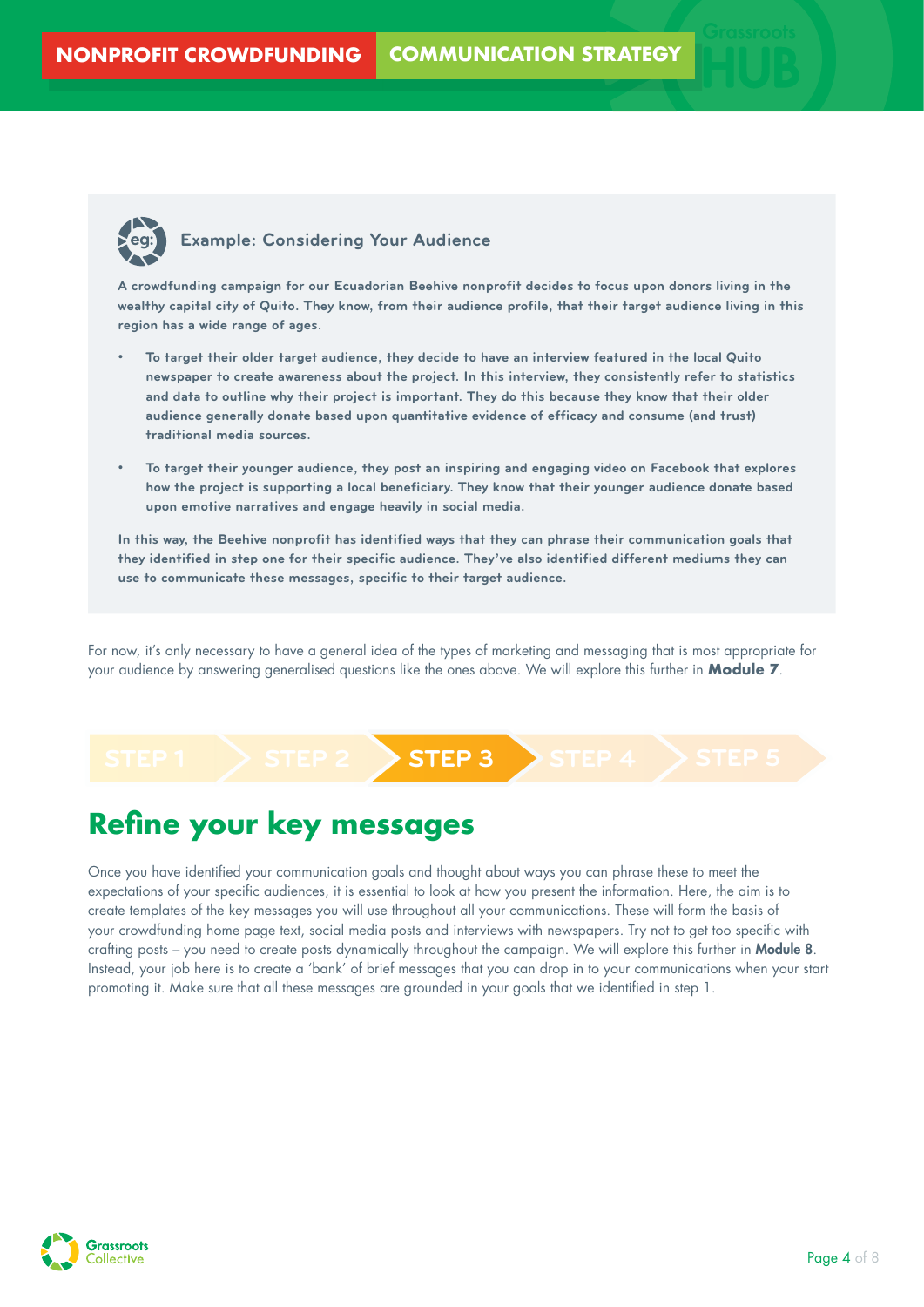### Example: Considering Your Audience

**A crowdfunding campaign for our Ecuadorian Beehive nonprofit decides to focus upon donors living in the wealthy capital city of Quito. They know, from their audience profile, that their target audience living in this region has a wide range of ages.**

- **To target their older target audience, they decide to have an interview featured in the local Quito newspaper to create awareness about the project. In this interview, they consistently refer to statistics and data to outline why their project is important. They do this because they know that their older audience generally donate based upon quantitative evidence of efficacy and consume (and trust) traditional media sources.**
- **To target their younger audience, they post an inspiring and engaging video on Facebook that explores how the project is supporting a local beneficiary. They know that their younger audience donate based upon emotive narratives and engage heavily in social media.**

**In this way, the Beehive nonprofit has identified ways that they can phrase their communication goals that they identified in step one for their specific audience. They've also identified different mediums they can use to communicate these messages, specific to their target audience.**

For now, it's only necessary to have a general idea of the types of marketing and messaging that is most appropriate for your audience by answering generalised questions like the ones above. We will explore this further in **Module 7**.

STEP 1 > STEP 2 > **STEP 3** > STEP 4 > STEP 5

## Refine your key messages

Once you have identified your communication goals and thought about ways you can phrase these to meet the expectations of your specific audiences, it is essential to look at how you present the information. Here, the aim is to create templates of the key messages you will use throughout all your communications. These will form the basis of your crowdfunding home page text, social media posts and interviews with newspapers. Try not to get too specific with crafting posts – you need to create posts dynamically throughout the campaign. We will explore this further in **Module 8**. Instead, your job here is to create a 'bank' of brief messages that you can drop in to your communications when your start promoting it. Make sure that all these messages are grounded in your goals that we identified in step 1.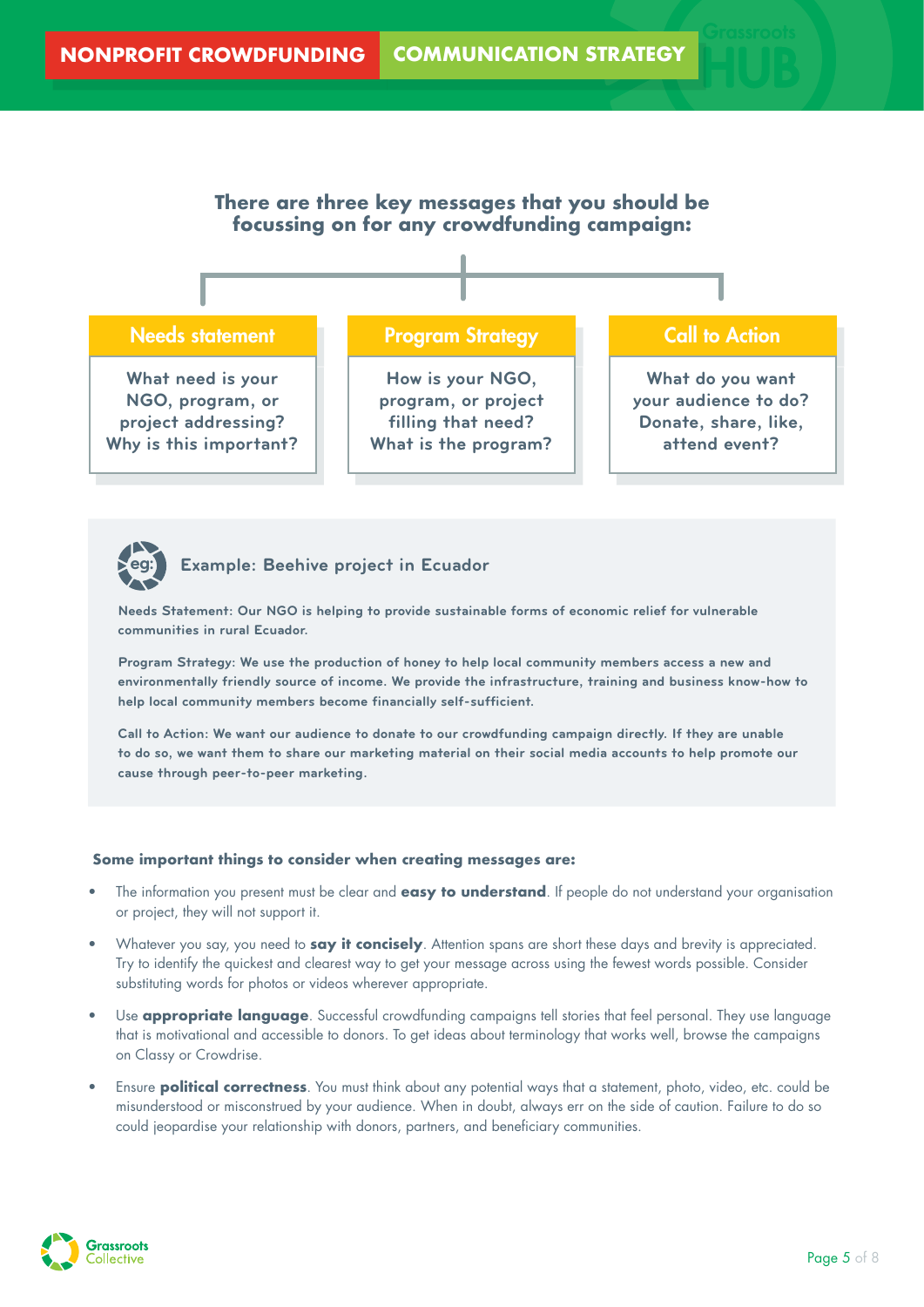**There are three key messages that you should be focussing on for any crowdfunding campaign:**

### Needs statement

What need is your NGO, program, or project addressing? Why is this important?

### Program Strategy

How is your NGO, program, or project filling that need? What is the program?

### Call to Action

What do you want your audience to do? Donate, share, like, attend event?

---

**Example: Beehive project in Ecuador**

**Needs Statement: Our NGO is helping to provide sustainable forms of economic relief for vulnerable communities in rural Ecuador.**

**Program Strategy: We use the production of honey to help local community members access a new and environmentally friendly source of income. We provide the infrastructure, training and business know-how to help local community members become financially self-sufficient.**

**Call to Action: We want our audience to donate to our crowdfunding campaign directly. If they are unable to do so, we want them to share our marketing material on their social media accounts to help promote our cause through peer-to-peer marketing.**

---

**Some important things to consider when creating messages are:**

- The information you present must be clear and **easy to understand**. If people do not understand your organisation or project, they will not support it.
- Whatever you say, you need to **say it concisely**. Attention spans are short these days and brevity is appreciated. Try to identify the quickest and clearest way to get your message across using the fewest words possible. Consider substituting words for photos or videos wherever appropriate.
- Use **appropriate language**. Successful crowdfunding campaigns tell stories that feel personal. They use language that is motivational and accessible to donors. To get ideas about terminology that works well, browse the campaigns on Classy or Crowdrise.
- Ensure **political correctness**. You must think about any potential ways that a statement, photo, video, etc. could be misunderstood or misconstrued by your audience. When in doubt, always err on the side of caution. Failure to do so could jeopardise your relationship with donors, partners, and beneficiary communities.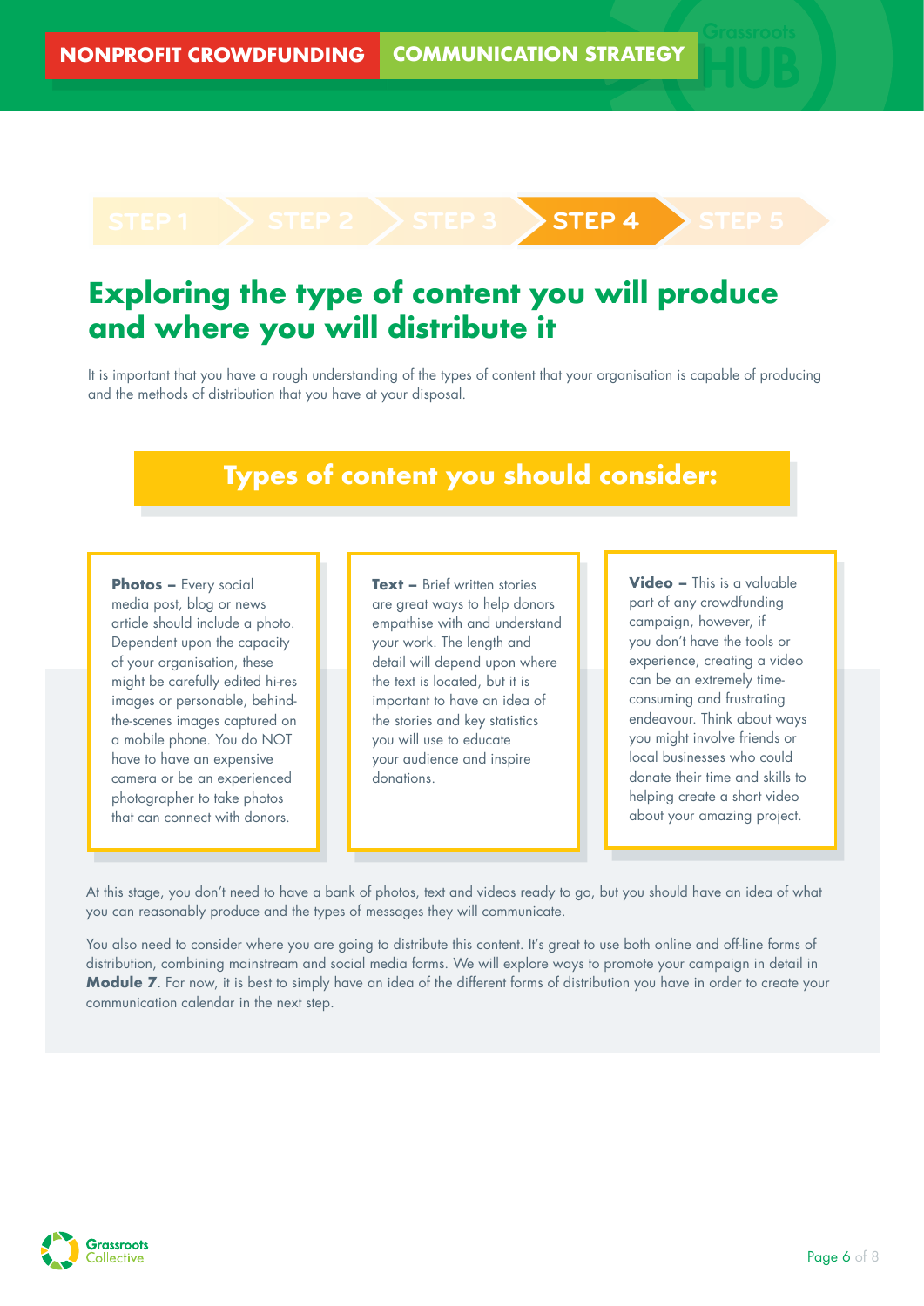STEP 1 | STEP 2 | STEP 3 | **STEP 4** | STEP 5

# Exploring the type of content you will produce and where you will distribute it

It is important that you have a rough understanding of the types of content that your organisation is capable of producing and the methods of distribution that you have at your disposal.

## Types of content you should consider:

**Photos –** Every social media post, blog or news article should include a photo. Dependent upon the capacity of your organisation, these might be carefully edited hi-res images or personable, behind-the-scenes images captured on a mobile phone. You do NOT have to have an expensive camera or be an experienced photographer to take photos that can connect with donors.

**Text –** Brief written stories are great ways to help donors empathise with and understand your work. The length and detail will depend upon where the text is located, but it is important to have an idea of the stories and key statistics you will use to educate your audience and inspire donations.

**Video –** This is a valuable part of any crowdfunding campaign, however, if you don't have the tools or experience, creating a video can be an extremely time-consuming and frustrating endeavour. Think about ways you might involve friends or local businesses who could donate their time and skills to helping create a short video about your amazing project.

At this stage, you don't need to have a bank of photos, text and videos ready to go, but you should have an idea of what you can reasonably produce and the types of messages they will communicate.

You also need to consider where you are going to distribute this content. It's great to use both online and off-line forms of distribution, combining mainstream and social media forms. We will explore ways to promote your campaign in detail in **Module 7**. For now, it is best to simply have an idea of the different forms of distribution you have in order to create your communication calendar in the next step.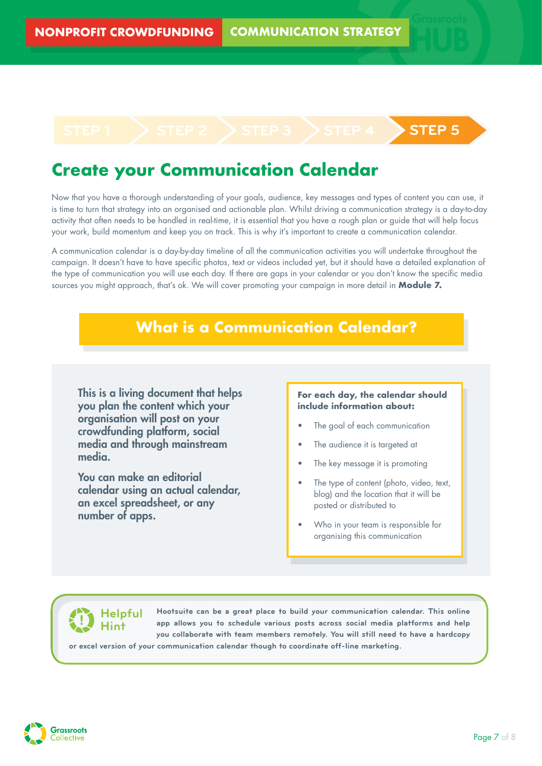STEP 5

# Create your Communication Calendar

Now that you have a thorough understanding of your goals, audience, key messages and types of content you can use, it is time to turn that strategy into an organised and actionable plan. Whilst driving a communication strategy is a day-to-day activity that often needs to be handled in real-time, it is essential that you have a rough plan or guide that will help focus your work, build momentum and keep you on track. This is why it's important to create a communication calendar.

A communication calendar is a day-by-day timeline of all the communication activities you will undertake throughout the campaign. It doesn't have to have specific photos, text or videos included yet, but it should have a detailed explanation of the type of communication you will use each day. If there are gaps in your calendar or you don't know the specific media sources you might approach, that's ok. We will cover promoting your campaign in more detail in **Module 7.**

## What is a Communication Calendar?

**This is a living document that helps you plan the content which your organisation will post on your crowdfunding platform, social media and through mainstream media.**

**You can make an editorial calendar using an actual calendar, an excel spreadsheet, or any number of apps.**

**For each day, the calendar should include information about:**

- The goal of each communication
- The audience it is targeted at
- The key message it is promoting
- The type of content (photo, video, text, blog) and the location that it will be posted or distributed to
- Who in your team is responsible for organising this communication

**Helpful Hint**

**Hootsuite can be a great place to build your communication calendar. This online app allows you to schedule various posts across social media platforms and help you collaborate with team members remotely. You will still need to have a hardcopy or excel version of your communication calendar though to coordinate off-line marketing.**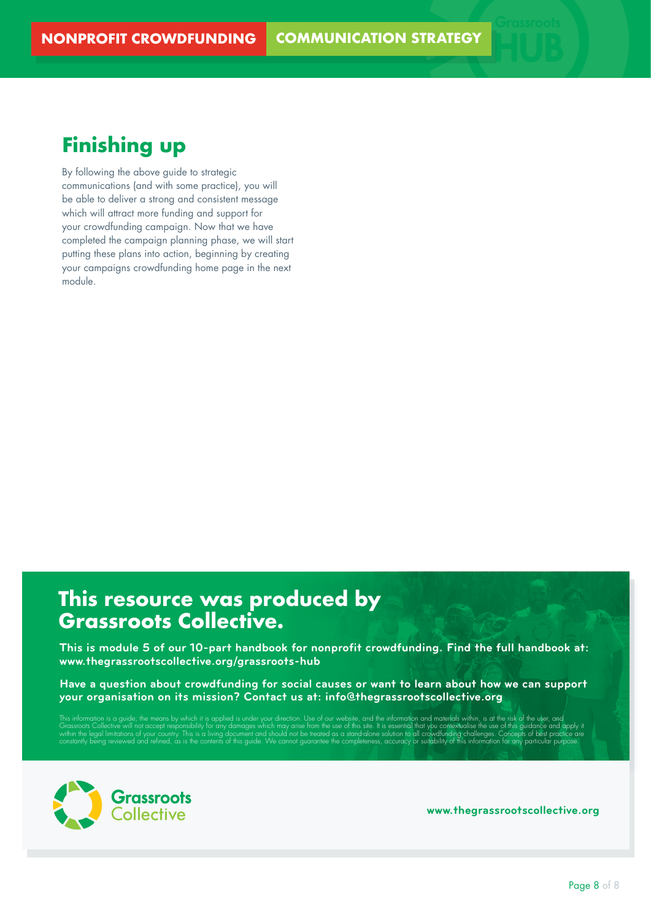## Finishing up

By following the above guide to strategic communications (and with some practice), you will be able to deliver a strong and consistent message which will attract more funding and support for your crowdfunding campaign. Now that we have completed the campaign planning phase, we will start putting these plans into action, beginning by creating your campaigns crowdfunding home page in the next module.

## This resource was produced by Grassroots Collective.

**This is module 5 of our 10-part handbook for nonprofit crowdfunding. Find the full handbook at: www.thegrassrootscollective.org/grassroots-hub**

**Have a question about crowdfunding for social causes or want to learn about how we can support your organisation on its mission? Contact us at: info@thegrassrootscollective.org**

This information is a guide; the means by which it is applied is under your direction. Use of our website, and the information and materials within, is at the risk of the user, and Grassroots Collective will not accept responsibility for any damages which may arise from the use of this site. It is essential that you contextualise the use of this guidance and apply it within the legal limitations of your country. This is a living document and should not be treated as a stand-alone solution to all crowdfunding challenges. Concepts of best practice are constantly being reviewed and refined, as is the contents of this guide. We cannot guarantee the completeness, accuracy or suitability of this information for any particular purpose.

Grassroots Collective

www.thegrassrootscollective.org